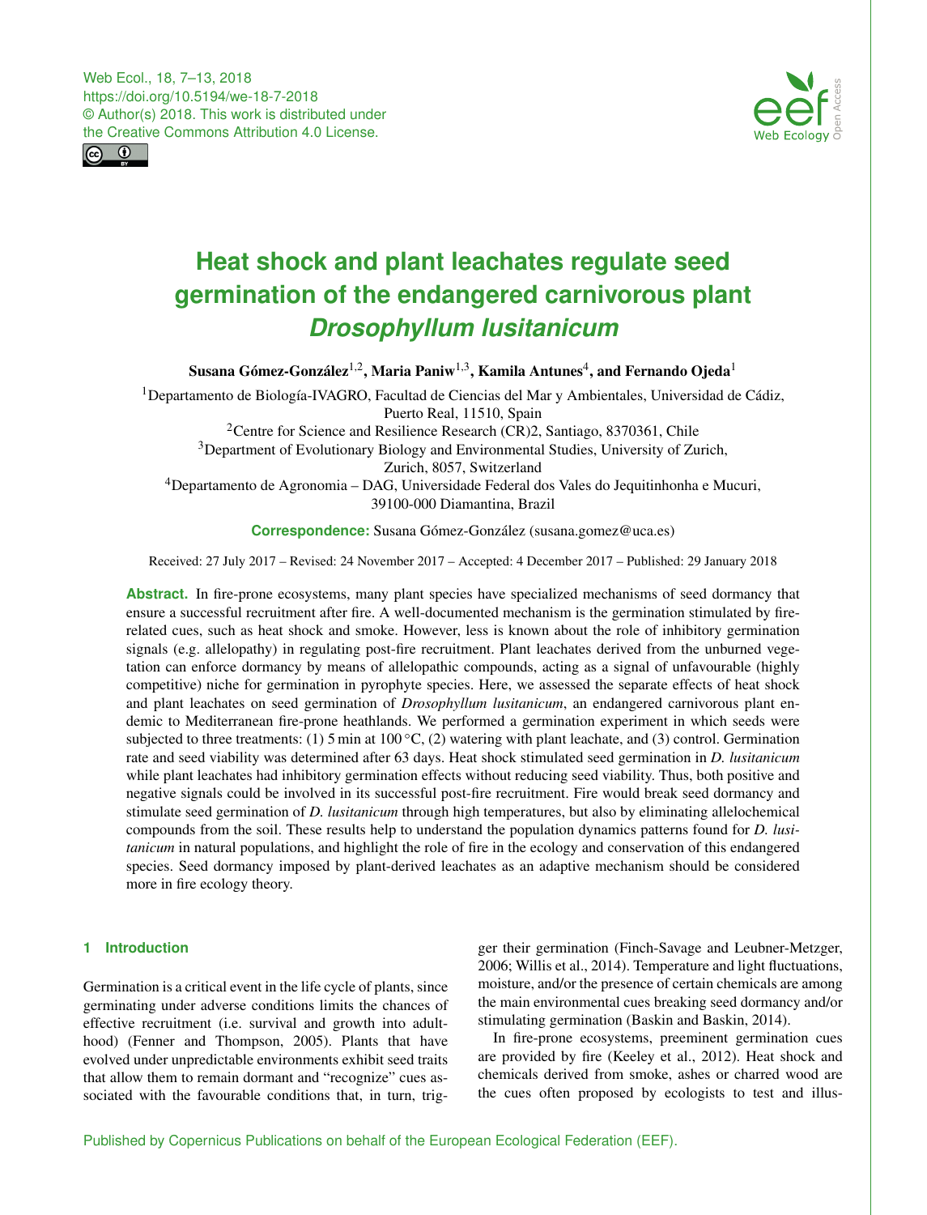Web Ecol., 18, 7–13, 2018
https://doi.org/10.5194/we-18-7-2018
© Author(s) 2018. This work is distributed under the Creative Commons Attribution 4.0 License.

# Heat shock and plant leachates regulate seed germination of the endangered carnivorous plant *Drosophyllum lusitanicum*

**Susana Gómez-González[1,2], Maria Paniw[1,3], Kamila Antunes[4], and Fernando Ojeda[1]**

[1]Departamento de Biología-IVAGRO, Facultad de Ciencias del Mar y Ambientales, Universidad de Cádiz, Puerto Real, 11510, Spain

[2]Centre for Science and Resilience Research (CR)2, Santiago, 8370361, Chile

[3]Department of Evolutionary Biology and Environmental Studies, University of Zurich, Zurich, 8057, Switzerland

[4]Departamento de Agronomia – DAG, Universidade Federal dos Vales do Jequitinhonha e Mucuri, 39100-000 Diamantina, Brazil

**Correspondence:** Susana Gómez-González (susana.gomez@uca.es)

Received: 27 July 2017 – Revised: 24 November 2017 – Accepted: 4 December 2017 – Published: 29 January 2018

**Abstract.** In fire-prone ecosystems, many plant species have specialized mechanisms of seed dormancy that ensure a successful recruitment after fire. A well-documented mechanism is the germination stimulated by fire-related cues, such as heat shock and smoke. However, less is known about the role of inhibitory germination signals (e.g. allelopathy) in regulating post-fire recruitment. Plant leachates derived from the unburned vegetation can enforce dormancy by means of allelopathic compounds, acting as a signal of unfavourable (highly competitive) niche for germination in pyrophyte species. Here, we assessed the separate effects of heat shock and plant leachates on seed germination of *Drosophyllum lusitanicum*, an endangered carnivorous plant endemic to Mediterranean fire-prone heathlands. We performed a germination experiment in which seeds were subjected to three treatments: (1) 5 min at 100 °C, (2) watering with plant leachate, and (3) control. Germination rate and seed viability was determined after 63 days. Heat shock stimulated seed germination in *D. lusitanicum* while plant leachates had inhibitory germination effects without reducing seed viability. Thus, both positive and negative signals could be involved in its successful post-fire recruitment. Fire would break seed dormancy and stimulate seed germination of *D. lusitanicum* through high temperatures, but also by eliminating allelochemical compounds from the soil. These results help to understand the population dynamics patterns found for *D. lusitanicum* in natural populations, and highlight the role of fire in the ecology and conservation of this endangered species. Seed dormancy imposed by plant-derived leachates as an adaptive mechanism should be considered more in fire ecology theory.

## 1 Introduction

Germination is a critical event in the life cycle of plants, since germinating under adverse conditions limits the chances of effective recruitment (i.e. survival and growth into adulthood) (Fenner and Thompson, 2005). Plants that have evolved under unpredictable environments exhibit seed traits that allow them to remain dormant and "recognize" cues associated with the favourable conditions that, in turn, trigger their germination (Finch-Savage and Leubner-Metzger, 2006; Willis et al., 2014). Temperature and light fluctuations, moisture, and/or the presence of certain chemicals are among the main environmental cues breaking seed dormancy and/or stimulating germination (Baskin and Baskin, 2014).

In fire-prone ecosystems, preeminent germination cues are provided by fire (Keeley et al., 2012). Heat shock and chemicals derived from smoke, ashes or charred wood are the cues often proposed by ecologists to test and illus-

Published by Copernicus Publications on behalf of the European Ecological Federation (EEF).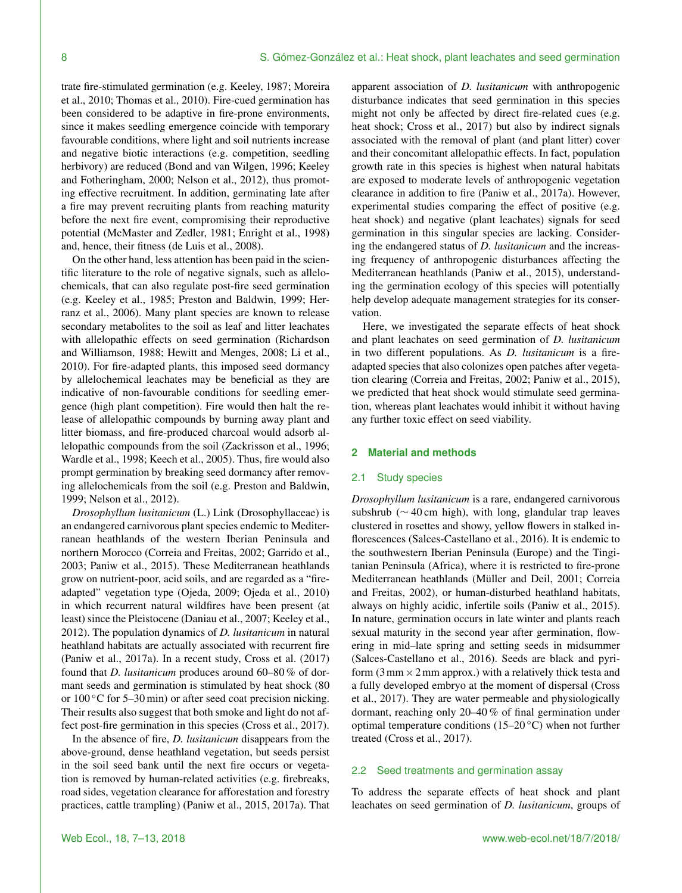trate fire-stimulated germination (e.g. Keeley, 1987; Moreira et al., 2010; Thomas et al., 2010). Fire-cued germination has been considered to be adaptive in fire-prone environments, since it makes seedling emergence coincide with temporary favourable conditions, where light and soil nutrients increase and negative biotic interactions (e.g. competition, seedling herbivory) are reduced (Bond and van Wilgen, 1996; Keeley and Fotheringham, 2000; Nelson et al., 2012), thus promoting effective recruitment. In addition, germinating late after a fire may prevent recruiting plants from reaching maturity before the next fire event, compromising their reproductive potential (McMaster and Zedler, 1981; Enright et al., 1998) and, hence, their fitness (de Luis et al., 2008).

On the other hand, less attention has been paid in the scientific literature to the role of negative signals, such as allelochemicals, that can also regulate post-fire seed germination (e.g. Keeley et al., 1985; Preston and Baldwin, 1999; Herranz et al., 2006). Many plant species are known to release secondary metabolites to the soil as leaf and litter leachates with allelopathic effects on seed germination (Richardson and Williamson, 1988; Hewitt and Menges, 2008; Li et al., 2010). For fire-adapted plants, this imposed seed dormancy by allelochemical leachates may be beneficial as they are indicative of non-favourable conditions for seedling emergence (high plant competition). Fire would then halt the release of allelopathic compounds by burning away plant and litter biomass, and fire-produced charcoal would adsorb allelopathic compounds from the soil (Zackrisson et al., 1996; Wardle et al., 1998; Keech et al., 2005). Thus, fire would also prompt germination by breaking seed dormancy after removing allelochemicals from the soil (e.g. Preston and Baldwin, 1999; Nelson et al., 2012).

*Drosophyllum lusitanicum* (L.) Link (Drosophyllaceae) is an endangered carnivorous plant species endemic to Mediterranean heathlands of the western Iberian Peninsula and northern Morocco (Correia and Freitas, 2002; Garrido et al., 2003; Paniw et al., 2015). These Mediterranean heathlands grow on nutrient-poor, acid soils, and are regarded as a "fire-adapted" vegetation type (Ojeda, 2009; Ojeda et al., 2010) in which recurrent natural wildfires have been present (at least) since the Pleistocene (Daniau et al., 2007; Keeley et al., 2012). The population dynamics of *D. lusitanicum* in natural heathland habitats are actually associated with recurrent fire (Paniw et al., 2017a). In a recent study, Cross et al. (2017) found that *D. lusitanicum* produces around 60–80 % of dormant seeds and germination is stimulated by heat shock (80 or 100 °C for 5–30 min) or after seed coat precision nicking. Their results also suggest that both smoke and light do not affect post-fire germination in this species (Cross et al., 2017).

In the absence of fire, *D. lusitanicum* disappears from the above-ground, dense heathland vegetation, but seeds persist in the soil seed bank until the next fire occurs or vegetation is removed by human-related activities (e.g. firebreaks, road sides, vegetation clearance for afforestation and forestry practices, cattle trampling) (Paniw et al., 2015, 2017a). That apparent association of *D. lusitanicum* with anthropogenic disturbance indicates that seed germination in this species might not only be affected by direct fire-related cues (e.g. heat shock; Cross et al., 2017) but also by indirect signals associated with the removal of plant (and plant litter) cover and their concomitant allelopathic effects. In fact, population growth rate in this species is highest when natural habitats are exposed to moderate levels of anthropogenic vegetation clearance in addition to fire (Paniw et al., 2017a). However, experimental studies comparing the effect of positive (e.g. heat shock) and negative (plant leachates) signals for seed germination in this singular species are lacking. Considering the endangered status of *D. lusitanicum* and the increasing frequency of anthropogenic disturbances affecting the Mediterranean heathlands (Paniw et al., 2015), understanding the germination ecology of this species will potentially help develop adequate management strategies for its conservation.

Here, we investigated the separate effects of heat shock and plant leachates on seed germination of *D. lusitanicum* in two different populations. As *D. lusitanicum* is a fire-adapted species that also colonizes open patches after vegetation clearing (Correia and Freitas, 2002; Paniw et al., 2015), we predicted that heat shock would stimulate seed germination, whereas plant leachates would inhibit it without having any further toxic effect on seed viability.

## 2 Material and methods

### 2.1 Study species

*Drosophyllum lusitanicum* is a rare, endangered carnivorous subshrub (∼ 40 cm high), with long, glandular trap leaves clustered in rosettes and showy, yellow flowers in stalked inflorescences (Salces-Castellano et al., 2016). It is endemic to the southwestern Iberian Peninsula (Europe) and the Tingitanian Peninsula (Africa), where it is restricted to fire-prone Mediterranean heathlands (Müller and Deil, 2001; Correia and Freitas, 2002), or human-disturbed heathland habitats, always on highly acidic, infertile soils (Paniw et al., 2015). In nature, germination occurs in late winter and plants reach sexual maturity in the second year after germination, flowering in mid–late spring and setting seeds in midsummer (Salces-Castellano et al., 2016). Seeds are black and pyriform (3 mm × 2 mm approx.) with a relatively thick testa and a fully developed embryo at the moment of dispersal (Cross et al., 2017). They are water permeable and physiologically dormant, reaching only 20–40 % of final germination under optimal temperature conditions (15–20 °C) when not further treated (Cross et al., 2017).

### 2.2 Seed treatments and germination assay

To address the separate effects of heat shock and plant leachates on seed germination of *D. lusitanicum*, groups of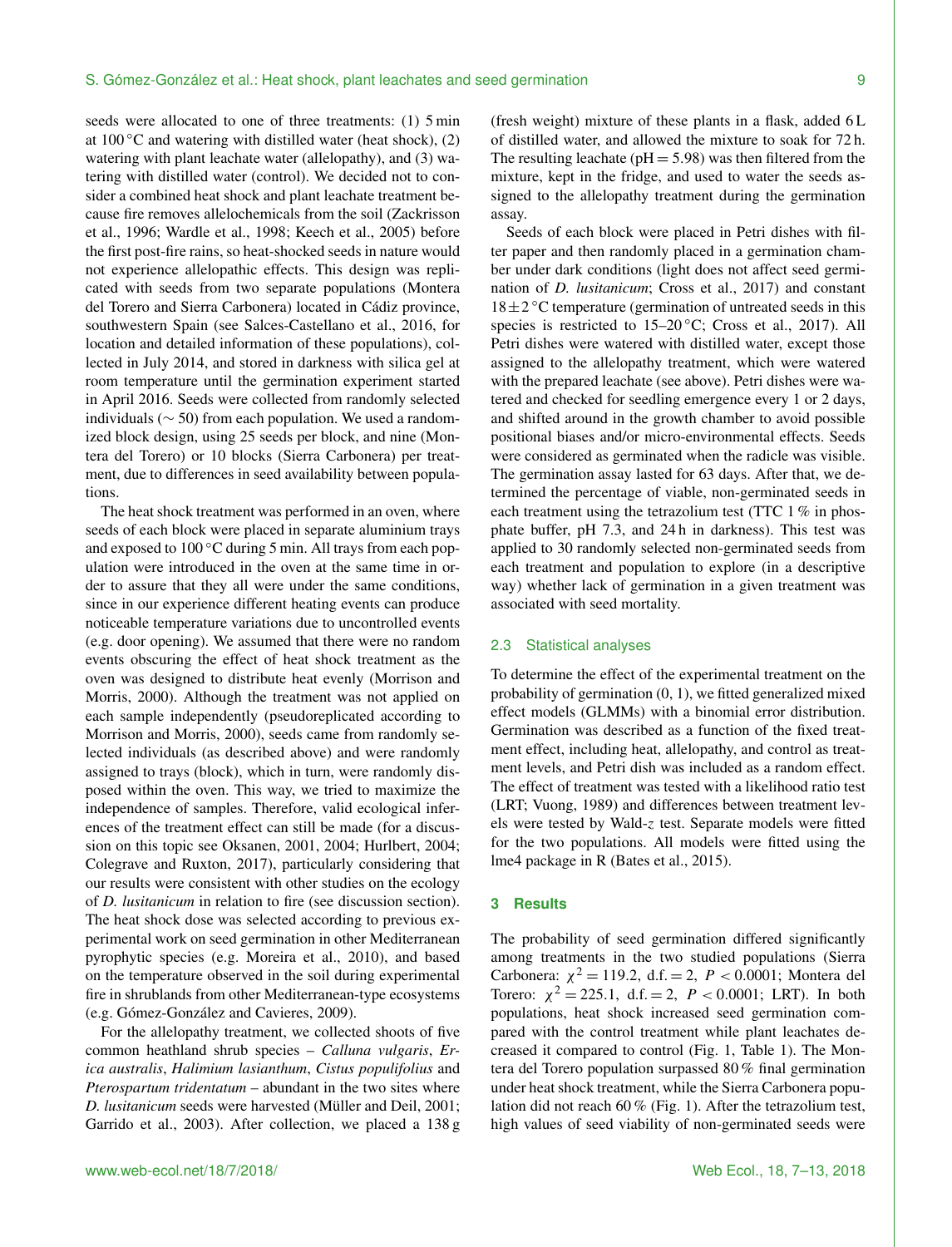seeds were allocated to one of three treatments: (1) 5 min at 100 °C and watering with distilled water (heat shock), (2) watering with plant leachate water (allelopathy), and (3) watering with distilled water (control). We decided not to consider a combined heat shock and plant leachate treatment because fire removes allelochemicals from the soil (Zackrisson et al., 1996; Wardle et al., 1998; Keech et al., 2005) before the first post-fire rains, so heat-shocked seeds in nature would not experience allelopathic effects. This design was replicated with seeds from two separate populations (Montera del Torero and Sierra Carbonera) located in Cádiz province, southwestern Spain (see Salces-Castellano et al., 2016, for location and detailed information of these populations), collected in July 2014, and stored in darkness with silica gel at room temperature until the germination experiment started in April 2016. Seeds were collected from randomly selected individuals ($\sim 50$) from each population. We used a randomized block design, using 25 seeds per block, and nine (Montera del Torero) or 10 blocks (Sierra Carbonera) per treatment, due to differences in seed availability between populations.

The heat shock treatment was performed in an oven, where seeds of each block were placed in separate aluminium trays and exposed to 100 °C during 5 min. All trays from each population were introduced in the oven at the same time in order to assure that they all were under the same conditions, since in our experience different heating events can produce noticeable temperature variations due to uncontrolled events (e.g. door opening). We assumed that there were no random events obscuring the effect of heat shock treatment as the oven was designed to distribute heat evenly (Morrison and Morris, 2000). Although the treatment was not applied on each sample independently (pseudoreplicated according to Morrison and Morris, 2000), seeds came from randomly selected individuals (as described above) and were randomly assigned to trays (block), which in turn, were randomly disposed within the oven. This way, we tried to maximize the independence of samples. Therefore, valid ecological inferences of the treatment effect can still be made (for a discussion on this topic see Oksanen, 2001, 2004; Hurlbert, 2004; Colegrave and Ruxton, 2017), particularly considering that our results were consistent with other studies on the ecology of *D. lusitanicum* in relation to fire (see discussion section). The heat shock dose was selected according to previous experimental work on seed germination in other Mediterranean pyrophytic species (e.g. Moreira et al., 2010), and based on the temperature observed in the soil during experimental fire in shrublands from other Mediterranean-type ecosystems (e.g. Gómez-González and Cavieres, 2009).

For the allelopathy treatment, we collected shoots of five common heathland shrub species – *Calluna vulgaris*, *Erica australis*, *Halimium lasianthum*, *Cistus populifolius* and *Pterospartum tridentatum* – abundant in the two sites where *D. lusitanicum* seeds were harvested (Müller and Deil, 2001; Garrido et al., 2003). After collection, we placed a 138 g (fresh weight) mixture of these plants in a flask, added 6 L of distilled water, and allowed the mixture to soak for 72 h. The resulting leachate (pH = 5.98) was then filtered from the mixture, kept in the fridge, and used to water the seeds assigned to the allelopathy treatment during the germination assay.

Seeds of each block were placed in Petri dishes with filter paper and then randomly placed in a germination chamber under dark conditions (light does not affect seed germination of *D. lusitanicum*; Cross et al., 2017) and constant $18 \pm 2$ °C temperature (germination of untreated seeds in this species is restricted to 15–20 °C; Cross et al., 2017). All Petri dishes were watered with distilled water, except those assigned to the allelopathy treatment, which were watered with the prepared leachate (see above). Petri dishes were watered and checked for seedling emergence every 1 or 2 days, and shifted around in the growth chamber to avoid possible positional biases and/or micro-environmental effects. Seeds were considered as germinated when the radicle was visible. The germination assay lasted for 63 days. After that, we determined the percentage of viable, non-germinated seeds in each treatment using the tetrazolium test (TTC 1 % in phosphate buffer, pH 7.3, and 24 h in darkness). This test was applied to 30 randomly selected non-germinated seeds from each treatment and population to explore (in a descriptive way) whether lack of germination in a given treatment was associated with seed mortality.

### 2.3 Statistical analyses

To determine the effect of the experimental treatment on the probability of germination (0, 1), we fitted generalized mixed effect models (GLMMs) with a binomial error distribution. Germination was described as a function of the fixed treatment effect, including heat, allelopathy, and control as treatment levels, and Petri dish was included as a random effect. The effect of treatment was tested with a likelihood ratio test (LRT; Vuong, 1989) and differences between treatment levels were tested by Wald-$z$ test. Separate models were fitted for the two populations. All models were fitted using the lme4 package in R (Bates et al., 2015).

## 3 Results

The probability of seed germination differed significantly among treatments in the two studied populations (Sierra Carbonera: $\chi^2 = 119.2$, d.f. = 2, $P < 0.0001$; Montera del Torero: $\chi^2 = 225.1$, d.f. = 2, $P < 0.0001$; LRT). In both populations, heat shock increased seed germination compared with the control treatment while plant leachates decreased it compared to control (Fig. 1, Table 1). The Montera del Torero population surpassed 80 % final germination under heat shock treatment, while the Sierra Carbonera population did not reach 60 % (Fig. 1). After the tetrazolium test, high values of seed viability of non-germinated seeds were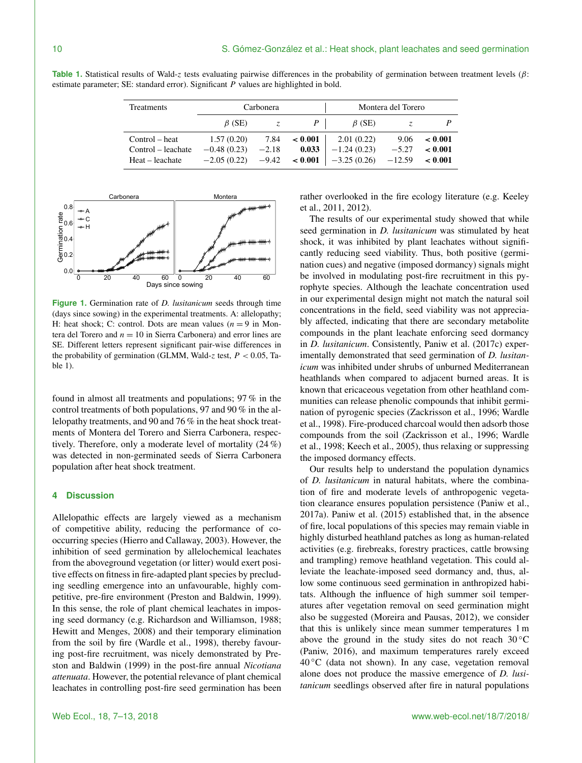**Table 1.** Statistical results of Wald-$z$ tests evaluating pairwise differences in the probability of germination between treatment levels ($\beta$: estimate parameter; SE: standard error). Significant $P$ values are highlighted in bold.

| Treatments | Carbonera | | | Montera del Torero | | |
|---|---|---|---|---|---|---|
| | $\beta$ (SE) | $z$ | $P$ | $\beta$ (SE) | $z$ | $P$ |
| Control – heat | 1.57 (0.20) | 7.84 | **< 0.001** | 2.01 (0.22) | 9.06 | **< 0.001** |
| Control – leachate | −0.48 (0.23) | −2.18 | **0.033** | −1.24 (0.23) | −5.27 | **< 0.001** |
| Heat – leachate | −2.05 (0.22) | −9.42 | **< 0.001** | −3.25 (0.26) | −12.59 | **< 0.001** |

**Figure 1.** Germination rate of *D. lusitanicum* seeds through time (days since sowing) in the experimental treatments. A: allelopathy; H: heat shock; C: control. Dots are mean values ($n = 9$ in Montera del Torero and $n = 10$ in Sierra Carbonera) and error lines are SE. Different letters represent significant pair-wise differences in the probability of germination (GLMM, Wald-$z$ test, $P < 0.05$, Table 1).

found in almost all treatments and populations; 97 % in the control treatments of both populations, 97 and 90 % in the allelopathy treatments, and 90 and 76 % in the heat shock treatments of Montera del Torero and Sierra Carbonera, respectively. Therefore, only a moderate level of mortality (24 %) was detected in non-germinated seeds of Sierra Carbonera population after heat shock treatment.

## 4 Discussion

Allelopathic effects are largely viewed as a mechanism of competitive ability, reducing the performance of co-occurring species (Hierro and Callaway, 2003). However, the inhibition of seed germination by allelochemical leachates from the aboveground vegetation (or litter) would exert positive effects on fitness in fire-adapted plant species by precluding seedling emergence into an unfavourable, highly competitive, pre-fire environment (Preston and Baldwin, 1999). In this sense, the role of plant chemical leachates in imposing seed dormancy (e.g. Richardson and Williamson, 1988; Hewitt and Menges, 2008) and their temporary elimination from the soil by fire (Wardle et al., 1998), thereby favouring post-fire recruitment, was nicely demonstrated by Preston and Baldwin (1999) in the post-fire annual *Nicotiana attenuata*. However, the potential relevance of plant chemical leachates in controlling post-fire seed germination has been rather overlooked in the fire ecology literature (e.g. Keeley et al., 2011, 2012).

The results of our experimental study showed that while seed germination in *D. lusitanicum* was stimulated by heat shock, it was inhibited by plant leachates without significantly reducing seed viability. Thus, both positive (germination cues) and negative (imposed dormancy) signals might be involved in modulating post-fire recruitment in this pyrophyte species. Although the leachate concentration used in our experimental design might not match the natural soil concentrations in the field, seed viability was not appreciably affected, indicating that there are secondary metabolite compounds in the plant leachate enforcing seed dormancy in *D. lusitanicum*. Consistently, Paniw et al. (2017c) experimentally demonstrated that seed germination of *D. lusitanicum* was inhibited under shrubs of unburned Mediterranean heathlands when compared to adjacent burned areas. It is known that ericaceous vegetation from other heathland communities can release phenolic compounds that inhibit germination of pyrogenic species (Zackrisson et al., 1996; Wardle et al., 1998). Fire-produced charcoal would then adsorb those compounds from the soil (Zackrisson et al., 1996; Wardle et al., 1998; Keech et al., 2005), thus relaxing or suppressing the imposed dormancy effects.

Our results help to understand the population dynamics of *D. lusitanicum* in natural habitats, where the combination of fire and moderate levels of anthropogenic vegetation clearance ensures population persistence (Paniw et al., 2017a). Paniw et al. (2015) established that, in the absence of fire, local populations of this species may remain viable in highly disturbed heathland patches as long as human-related activities (e.g. firebreaks, forestry practices, cattle browsing and trampling) remove heathland vegetation. This could alleviate the leachate-imposed seed dormancy and, thus, allow some continuous seed germination in anthropized habitats. Although the influence of high summer soil temperatures after vegetation removal on seed germination might also be suggested (Moreira and Pausas, 2012), we consider that this is unlikely since mean summer temperatures 1 m above the ground in the study sites do not reach 30 °C (Paniw, 2016), and maximum temperatures rarely exceed 40 °C (data not shown). In any case, vegetation removal alone does not produce the massive emergence of *D. lusitanicum* seedlings observed after fire in natural populations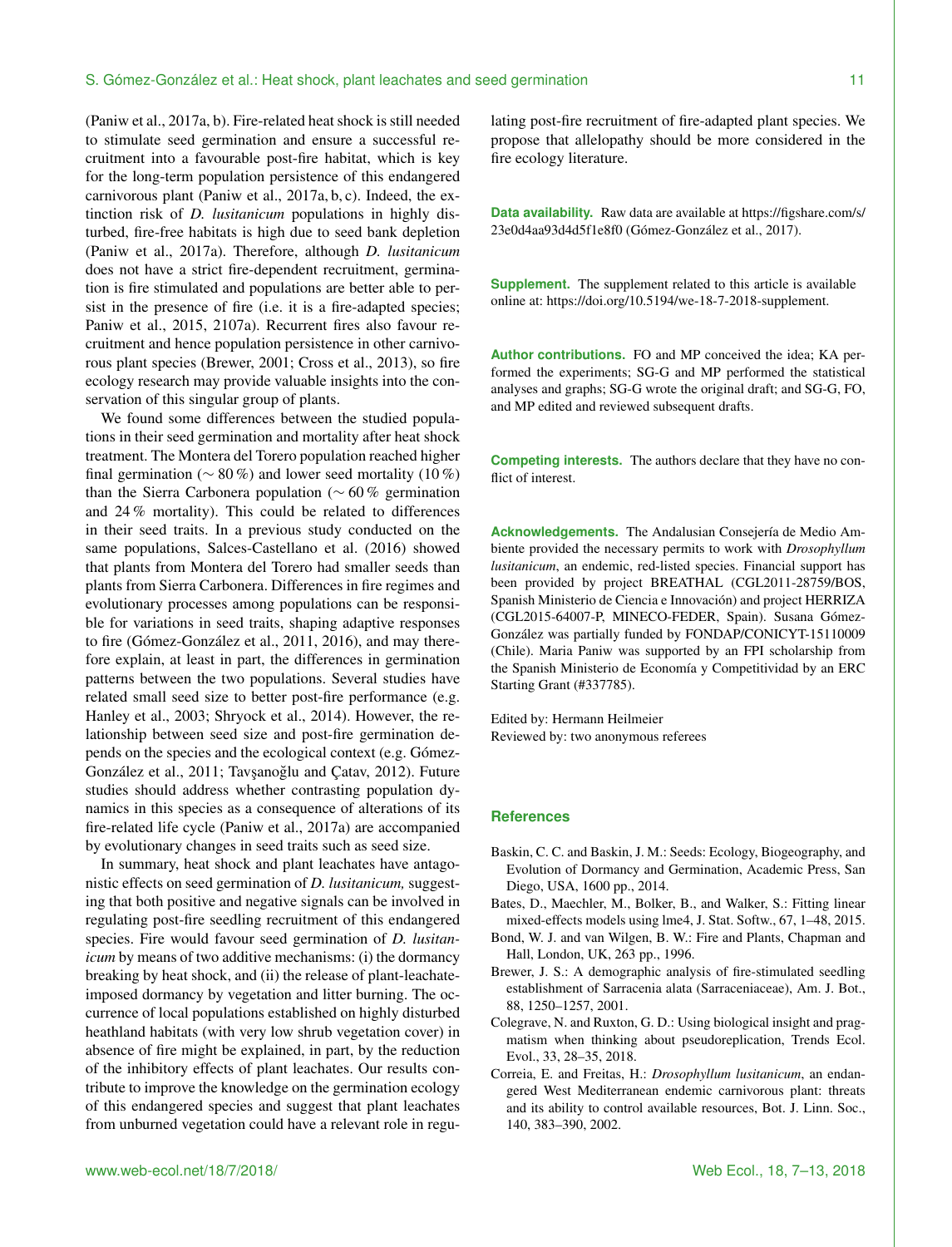(Paniw et al., 2017a, b). Fire-related heat shock is still needed to stimulate seed germination and ensure a successful recruitment into a favourable post-fire habitat, which is key for the long-term population persistence of this endangered carnivorous plant (Paniw et al., 2017a, b, c). Indeed, the extinction risk of *D. lusitanicum* populations in highly disturbed, fire-free habitats is high due to seed bank depletion (Paniw et al., 2017a). Therefore, although *D. lusitanicum* does not have a strict fire-dependent recruitment, germination is fire stimulated and populations are better able to persist in the presence of fire (i.e. it is a fire-adapted species; Paniw et al., 2015, 2107a). Recurrent fires also favour recruitment and hence population persistence in other carnivorous plant species (Brewer, 2001; Cross et al., 2013), so fire ecology research may provide valuable insights into the conservation of this singular group of plants.

We found some differences between the studied populations in their seed germination and mortality after heat shock treatment. The Montera del Torero population reached higher final germination (∼ 80 %) and lower seed mortality (10 %) than the Sierra Carbonera population (∼ 60 % germination and 24 % mortality). This could be related to differences in their seed traits. In a previous study conducted on the same populations, Salces-Castellano et al. (2016) showed that plants from Montera del Torero had smaller seeds than plants from Sierra Carbonera. Differences in fire regimes and evolutionary processes among populations can be responsible for variations in seed traits, shaping adaptive responses to fire (Gómez-González et al., 2011, 2016), and may therefore explain, at least in part, the differences in germination patterns between the two populations. Several studies have related small seed size to better post-fire performance (e.g. Hanley et al., 2003; Shryock et al., 2014). However, the relationship between seed size and post-fire germination depends on the species and the ecological context (e.g. Gómez-González et al., 2011; Tavşanoğlu and Çatav, 2012). Future studies should address whether contrasting population dynamics in this species as a consequence of alterations of its fire-related life cycle (Paniw et al., 2017a) are accompanied by evolutionary changes in seed traits such as seed size.

In summary, heat shock and plant leachates have antagonistic effects on seed germination of *D. lusitanicum,* suggesting that both positive and negative signals can be involved in regulating post-fire seedling recruitment of this endangered species. Fire would favour seed germination of *D. lusitanicum* by means of two additive mechanisms: (i) the dormancy breaking by heat shock, and (ii) the release of plant-leachate-imposed dormancy by vegetation and litter burning. The occurrence of local populations established on highly disturbed heathland habitats (with very low shrub vegetation cover) in absence of fire might be explained, in part, by the reduction of the inhibitory effects of plant leachates. Our results contribute to improve the knowledge on the germination ecology of this endangered species and suggest that plant leachates from unburned vegetation could have a relevant role in regulating post-fire recruitment of fire-adapted plant species. We propose that allelopathy should be more considered in the fire ecology literature.

**Data availability.** Raw data are available at https://figshare.com/s/23e0d4aa93d4d5f1e8f0 (Gómez-González et al., 2017).

**Supplement.** The supplement related to this article is available online at: https://doi.org/10.5194/we-18-7-2018-supplement.

**Author contributions.** FO and MP conceived the idea; KA performed the experiments; SG-G and MP performed the statistical analyses and graphs; SG-G wrote the original draft; and SG-G, FO, and MP edited and reviewed subsequent drafts.

**Competing interests.** The authors declare that they have no conflict of interest.

**Acknowledgements.** The Andalusian Consejería de Medio Ambiente provided the necessary permits to work with *Drosophyllum lusitanicum*, an endemic, red-listed species. Financial support has been provided by project BREATHAL (CGL2011-28759/BOS, Spanish Ministerio de Ciencia e Innovación) and project HERRIZA (CGL2015-64007-P, MINECO-FEDER, Spain). Susana Gómez-González was partially funded by FONDAP/CONICYT-15110009 (Chile). Maria Paniw was supported by an FPI scholarship from the Spanish Ministerio de Economía y Competitividad by an ERC Starting Grant (#337785).

Edited by: Hermann Heilmeier
Reviewed by: two anonymous referees

## References

- Baskin, C. C. and Baskin, J. M.: Seeds: Ecology, Biogeography, and Evolution of Dormancy and Germination, Academic Press, San Diego, USA, 1600 pp., 2014.
- Bates, D., Maechler, M., Bolker, B., and Walker, S.: Fitting linear mixed-effects models using lme4, J. Stat. Softw., 67, 1–48, 2015.
- Bond, W. J. and van Wilgen, B. W.: Fire and Plants, Chapman and Hall, London, UK, 263 pp., 1996.
- Brewer, J. S.: A demographic analysis of fire-stimulated seedling establishment of Sarracenia alata (Sarraceniaceae), Am. J. Bot., 88, 1250–1257, 2001.
- Colegrave, N. and Ruxton, G. D.: Using biological insight and pragmatism when thinking about pseudoreplication, Trends Ecol. Evol., 33, 28–35, 2018.
- Correia, E. and Freitas, H.: *Drosophyllum lusitanicum*, an endangered West Mediterranean endemic carnivorous plant: threats and its ability to control available resources, Bot. J. Linn. Soc., 140, 383–390, 2002.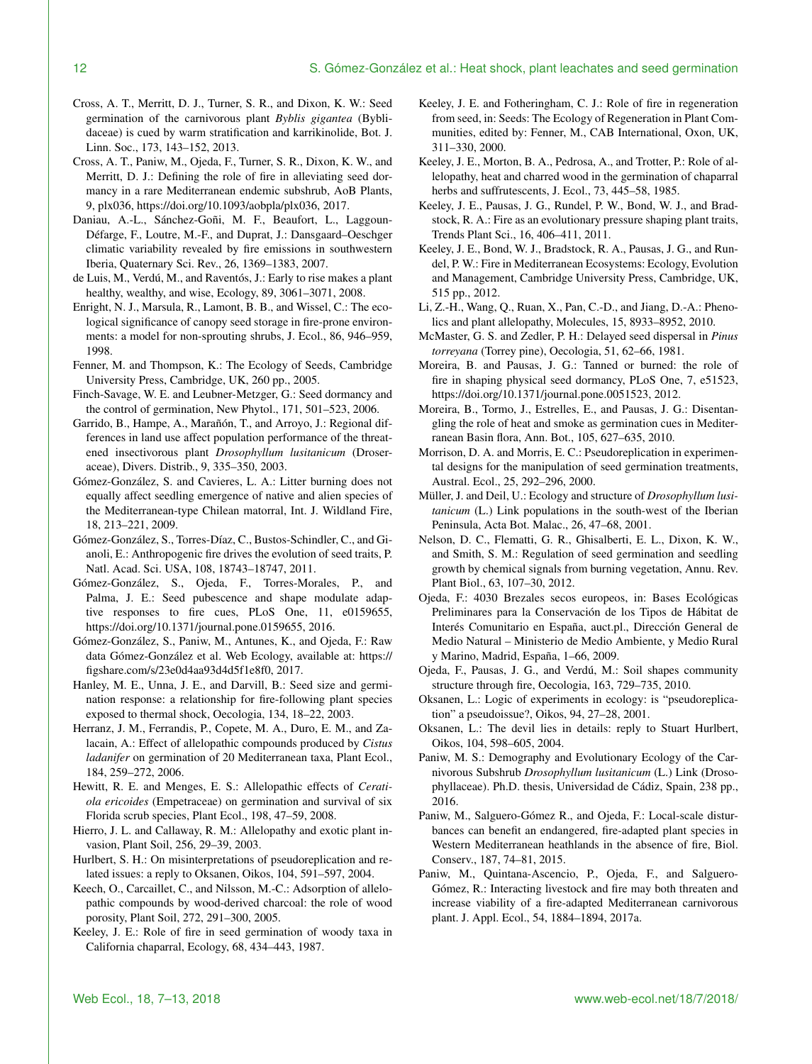Cross, A. T., Merritt, D. J., Turner, S. R., and Dixon, K. W.: Seed germination of the carnivorous plant *Byblis gigantea* (Byblidaceae) is cued by warm stratification and karrikinolide, Bot. J. Linn. Soc., 173, 143–152, 2013.

Cross, A. T., Paniw, M., Ojeda, F., Turner, S. R., Dixon, K. W., and Merritt, D. J.: Defining the role of fire in alleviating seed dormancy in a rare Mediterranean endemic subshrub, AoB Plants, 9, plx036, https://doi.org/10.1093/aobpla/plx036, 2017.

Daniau, A.-L., Sánchez-Goñi, M. F., Beaufort, L., Laggoun-Défarge, F., Loutre, M.-F., and Duprat, J.: Dansgaard–Oeschger climatic variability revealed by fire emissions in southwestern Iberia, Quaternary Sci. Rev., 26, 1369–1383, 2007.

de Luis, M., Verdú, M., and Raventós, J.: Early to rise makes a plant healthy, wealthy, and wise, Ecology, 89, 3061–3071, 2008.

Enright, N. J., Marsula, R., Lamont, B. B., and Wissel, C.: The ecological significance of canopy seed storage in fire-prone environments: a model for non-sprouting shrubs, J. Ecol., 86, 946–959, 1998.

Fenner, M. and Thompson, K.: The Ecology of Seeds, Cambridge University Press, Cambridge, UK, 260 pp., 2005.

Finch-Savage, W. E. and Leubner-Metzger, G.: Seed dormancy and the control of germination, New Phytol., 171, 501–523, 2006.

Garrido, B., Hampe, A., Marañón, T., and Arroyo, J.: Regional differences in land use affect population performance of the threatened insectivorous plant *Drosophyllum lusitanicum* (Droseraceae), Divers. Distrib., 9, 335–350, 2003.

Gómez-González, S. and Cavieres, L. A.: Litter burning does not equally affect seedling emergence of native and alien species of the Mediterranean-type Chilean matorral, Int. J. Wildland Fire, 18, 213–221, 2009.

Gómez-González, S., Torres-Díaz, C., Bustos-Schindler, C., and Gianoli, E.: Anthropogenic fire drives the evolution of seed traits, P. Natl. Acad. Sci. USA, 108, 18743–18747, 2011.

Gómez-González, S., Ojeda, F., Torres-Morales, P., and Palma, J. E.: Seed pubescence and shape modulate adaptive responses to fire cues, PLoS One, 11, e0159655, https://doi.org/10.1371/journal.pone.0159655, 2016.

Gómez-González, S., Paniw, M., Antunes, K., and Ojeda, F.: Raw data Gómez-González et al. Web Ecology, available at: https://figshare.com/s/23e0d4aa93d4d5f1e8f0, 2017.

Hanley, M. E., Unna, J. E., and Darvill, B.: Seed size and germination response: a relationship for fire-following plant species exposed to thermal shock, Oecologia, 134, 18–22, 2003.

Herranz, J. M., Ferrandis, P., Copete, M. A., Duro, E. M., and Zalacain, A.: Effect of allelopathic compounds produced by *Cistus ladanifer* on germination of 20 Mediterranean taxa, Plant Ecol., 184, 259–272, 2006.

Hewitt, R. E. and Menges, E. S.: Allelopathic effects of *Ceratiola ericoides* (Empetraceae) on germination and survival of six Florida scrub species, Plant Ecol., 198, 47–59, 2008.

Hierro, J. L. and Callaway, R. M.: Allelopathy and exotic plant invasion, Plant Soil, 256, 29–39, 2003.

Hurlbert, S. H.: On misinterpretations of pseudoreplication and related issues: a reply to Oksanen, Oikos, 104, 591–597, 2004.

Keech, O., Carcaillet, C., and Nilsson, M.-C.: Adsorption of allelopathic compounds by wood-derived charcoal: the role of wood porosity, Plant Soil, 272, 291–300, 2005.

Keeley, J. E.: Role of fire in seed germination of woody taxa in California chaparral, Ecology, 68, 434–443, 1987.

Keeley, J. E. and Fotheringham, C. J.: Role of fire in regeneration from seed, in: Seeds: The Ecology of Regeneration in Plant Communities, edited by: Fenner, M., CAB International, Oxon, UK, 311–330, 2000.

Keeley, J. E., Morton, B. A., Pedrosa, A., and Trotter, P.: Role of allelopathy, heat and charred wood in the germination of chaparral herbs and suffrutescents, J. Ecol., 73, 445–58, 1985.

Keeley, J. E., Pausas, J. G., Rundel, P. W., Bond, W. J., and Bradstock, R. A.: Fire as an evolutionary pressure shaping plant traits, Trends Plant Sci., 16, 406–411, 2011.

Keeley, J. E., Bond, W. J., Bradstock, R. A., Pausas, J. G., and Rundel, P. W.: Fire in Mediterranean Ecosystems: Ecology, Evolution and Management, Cambridge University Press, Cambridge, UK, 515 pp., 2012.

Li, Z.-H., Wang, Q., Ruan, X., Pan, C.-D., and Jiang, D.-A.: Phenolics and plant allelopathy, Molecules, 15, 8933–8952, 2010.

McMaster, G. S. and Zedler, P. H.: Delayed seed dispersal in *Pinus torreyana* (Torrey pine), Oecologia, 51, 62–66, 1981.

Moreira, B. and Pausas, J. G.: Tanned or burned: the role of fire in shaping physical seed dormancy, PLoS One, 7, e51523, https://doi.org/10.1371/journal.pone.0051523, 2012.

Moreira, B., Tormo, J., Estrelles, E., and Pausas, J. G.: Disentangling the role of heat and smoke as germination cues in Mediterranean Basin flora, Ann. Bot., 105, 627–635, 2010.

Morrison, D. A. and Morris, E. C.: Pseudoreplication in experimental designs for the manipulation of seed germination treatments, Austral. Ecol., 25, 292–296, 2000.

Müller, J. and Deil, U.: Ecology and structure of *Drosophyllum lusitanicum* (L.) Link populations in the south-west of the Iberian Peninsula, Acta Bot. Malac., 26, 47–68, 2001.

Nelson, D. C., Flematti, G. R., Ghisalberti, E. L., Dixon, K. W., and Smith, S. M.: Regulation of seed germination and seedling growth by chemical signals from burning vegetation, Annu. Rev. Plant Biol., 63, 107–30, 2012.

Ojeda, F.: 4030 Brezales secos europeos, in: Bases Ecológicas Preliminares para la Conservación de los Tipos de Hábitat de Interés Comunitario en España, auct.pl., Dirección General de Medio Natural – Ministerio de Medio Ambiente, y Medio Rural y Marino, Madrid, España, 1–66, 2009.

Ojeda, F., Pausas, J. G., and Verdú, M.: Soil shapes community structure through fire, Oecologia, 163, 729–735, 2010.

Oksanen, L.: Logic of experiments in ecology: is "pseudoreplication" a pseudoissue?, Oikos, 94, 27–28, 2001.

Oksanen, L.: The devil lies in details: reply to Stuart Hurlbert, Oikos, 104, 598–605, 2004.

Paniw, M. S.: Demography and Evolutionary Ecology of the Carnivorous Subshrub *Drosophyllum lusitanicum* (L.) Link (Drosophyllaceae). Ph.D. thesis, Universidad de Cádiz, Spain, 238 pp., 2016.

Paniw, M., Salguero-Gómez R., and Ojeda, F.: Local-scale disturbances can benefit an endangered, fire-adapted plant species in Western Mediterranean heathlands in the absence of fire, Biol. Conserv., 187, 74–81, 2015.

Paniw, M., Quintana-Ascencio, P., Ojeda, F., and Salguero-Gómez, R.: Interacting livestock and fire may both threaten and increase viability of a fire-adapted Mediterranean carnivorous plant. J. Appl. Ecol., 54, 1884–1894, 2017a.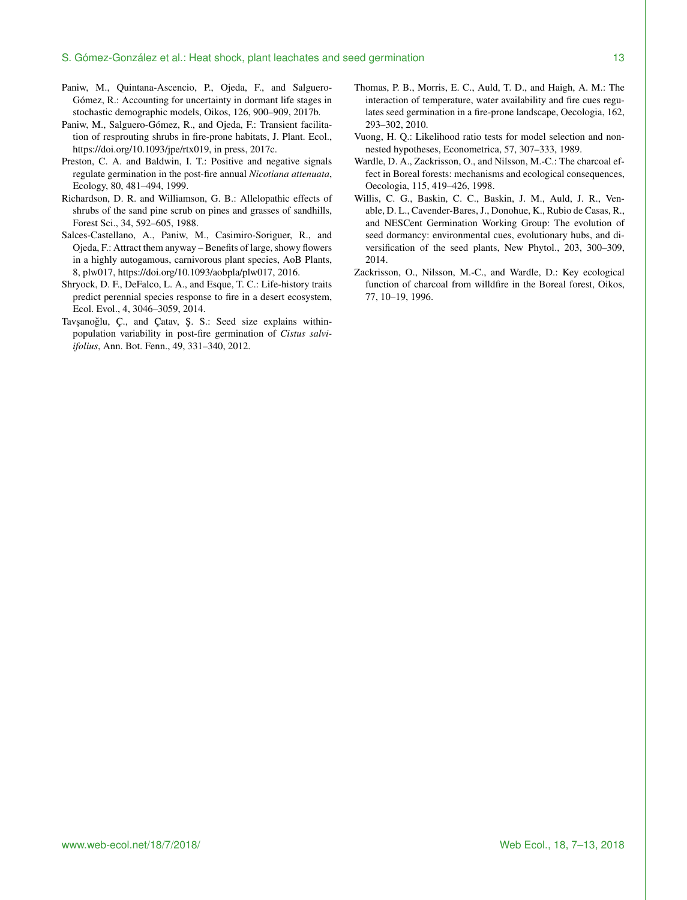Paniw, M., Quintana-Ascencio, P., Ojeda, F., and Salguero-Gómez, R.: Accounting for uncertainty in dormant life stages in stochastic demographic models, Oikos, 126, 900–909, 2017b.

Paniw, M., Salguero-Gómez, R., and Ojeda, F.: Transient facilitation of resprouting shrubs in fire-prone habitats, J. Plant. Ecol., https://doi.org/10.1093/jpe/rtx019, in press, 2017c.

Preston, C. A. and Baldwin, I. T.: Positive and negative signals regulate germination in the post-fire annual *Nicotiana attenuata*, Ecology, 80, 481–494, 1999.

Richardson, D. R. and Williamson, G. B.: Allelopathic effects of shrubs of the sand pine scrub on pines and grasses of sandhills, Forest Sci., 34, 592–605, 1988.

Salces-Castellano, A., Paniw, M., Casimiro-Soriguer, R., and Ojeda, F.: Attract them anyway – Benefits of large, showy flowers in a highly autogamous, carnivorous plant species, AoB Plants, 8, plw017, https://doi.org/10.1093/aobpla/plw017, 2016.

Shryock, D. F., DeFalco, L. A., and Esque, T. C.: Life-history traits predict perennial species response to fire in a desert ecosystem, Ecol. Evol., 4, 3046–3059, 2014.

Tavşanoğlu, Ç., and Çatav, Ş. S.: Seed size explains within-population variability in post-fire germination of *Cistus salviifolius*, Ann. Bot. Fenn., 49, 331–340, 2012.

Thomas, P. B., Morris, E. C., Auld, T. D., and Haigh, A. M.: The interaction of temperature, water availability and fire cues regulates seed germination in a fire-prone landscape, Oecologia, 162, 293–302, 2010.

Vuong, H. Q.: Likelihood ratio tests for model selection and non-nested hypotheses, Econometrica, 57, 307–333, 1989.

Wardle, D. A., Zackrisson, O., and Nilsson, M.-C.: The charcoal effect in Boreal forests: mechanisms and ecological consequences, Oecologia, 115, 419–426, 1998.

Willis, C. G., Baskin, C. C., Baskin, J. M., Auld, J. R., Venable, D. L., Cavender-Bares, J., Donohue, K., Rubio de Casas, R., and NESCent Germination Working Group: The evolution of seed dormancy: environmental cues, evolutionary hubs, and diversification of the seed plants, New Phytol., 203, 300–309, 2014.

Zackrisson, O., Nilsson, M.-C., and Wardle, D.: Key ecological function of charcoal from willdfire in the Boreal forest, Oikos, 77, 10–19, 1996.